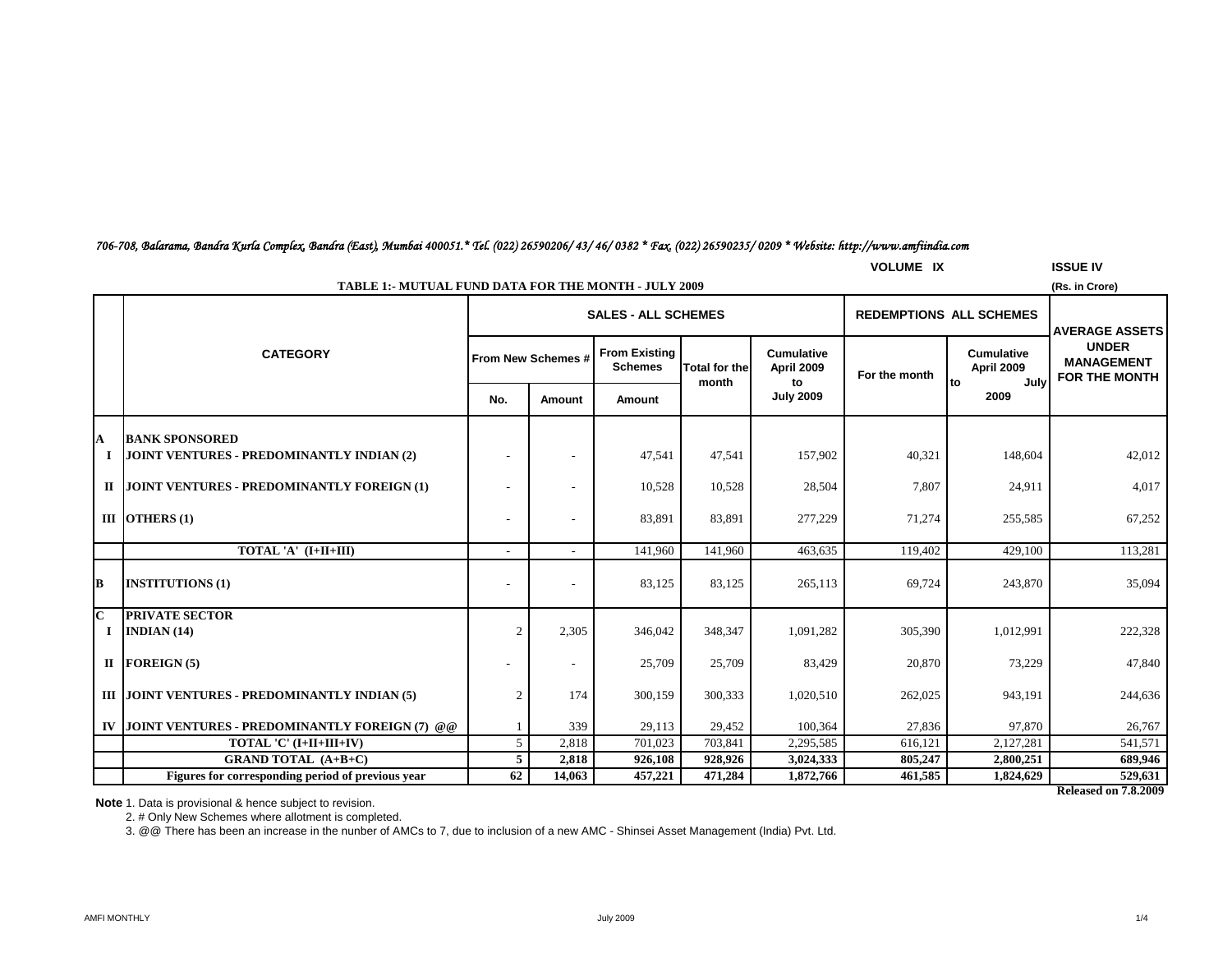*706-708, Balarama, Bandra Kurla Complex, Bandra (East), Mumbai 400051.* Tel. (022) 26590206/ 43/ 46/ 0382 * Fax. (022) 26590235/ 0209 * Website: http://www.amfiindia.com*

**VOLUME IX** **ISSUE IV**

**TABLE 1:- MUTUAL FUND DATA FOR THE MONTH - JULY 2009**

**(Rs. in Crore)**

| | CATEGORY | SALES - ALL SCHEMES | | | | | REDEMPTIONS ALL SCHEMES | | AVERAGE ASSETS UNDER MANAGEMENT FOR THE MONTH |
|---|---|---|---|---|---|---|---|---|---|
| | | From New Schemes # | | From Existing Schemes | Total for the month | Cumulative April 2009 to July 2009 | For the month | Cumulative April 2009 to July 2009 | |
| | | No. | Amount | Amount | | | | | |
| **A** | **BANK SPONSORED** | | | | | | | | |
| **I** | **JOINT VENTURES - PREDOMINANTLY INDIAN (2)** | - | - | 47,541 | 47,541 | 157,902 | 40,321 | 148,604 | 42,012 |
| **II** | **JOINT VENTURES - PREDOMINANTLY FOREIGN (1)** | - | - | 10,528 | 10,528 | 28,504 | 7,807 | 24,911 | 4,017 |
| **III** | **OTHERS (1)** | - | - | 83,891 | 83,891 | 277,229 | 71,274 | 255,585 | 67,252 |
| | **TOTAL 'A' (I+II+III)** | - | - | 141,960 | 141,960 | 463,635 | 119,402 | 429,100 | 113,281 |
| **B** | **INSTITUTIONS (1)** | - | - | 83,125 | 83,125 | 265,113 | 69,724 | 243,870 | 35,094 |
| **C** | **PRIVATE SECTOR** | | | | | | | | |
| **I** | **INDIAN (14)** | 2 | 2,305 | 346,042 | 348,347 | 1,091,282 | 305,390 | 1,012,991 | 222,328 |
| **II** | **FOREIGN (5)** | - | - | 25,709 | 25,709 | 83,429 | 20,870 | 73,229 | 47,840 |
| **III** | **JOINT VENTURES - PREDOMINANTLY INDIAN (5)** | 2 | 174 | 300,159 | 300,333 | 1,020,510 | 262,025 | 943,191 | 244,636 |
| **IV** | **JOINT VENTURES - PREDOMINANTLY FOREIGN (7) @@** | 1 | 339 | 29,113 | 29,452 | 100,364 | 27,836 | 97,870 | 26,767 |
| | **TOTAL 'C' (I+II+III+IV)** | 5 | 2,818 | 701,023 | 703,841 | 2,295,585 | 616,121 | 2,127,281 | 541,571 |
| | **GRAND TOTAL (A+B+C)** | **5** | **2,818** | **926,108** | **928,926** | **3,024,333** | **805,247** | **2,800,251** | **689,946** |
| | **Figures for corresponding period of previous year** | **62** | **14,063** | **457,221** | **471,284** | **1,872,766** | **461,585** | **1,824,629** | **529,631** |

**Released on 7.8.2009**

**Note** 1. Data is provisional & hence subject to revision.

2. # Only New Schemes where allotment is completed.

3. @@ There has been an increase in the nunber of AMCs to 7, due to inclusion of a new AMC - Shinsei Asset Management (India) Pvt. Ltd.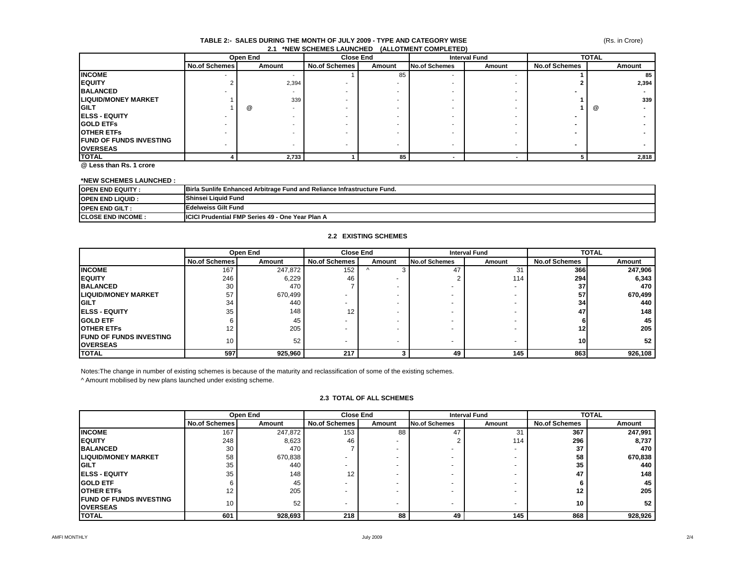### TABLE 2:- SALES DURING THE MONTH OF JULY 2009 - TYPE AND CATEGORY WISE

(Rs. in Crore)

#### 2.1 *NEW SCHEMES LAUNCHED (ALLOTMENT COMPLETED)

| | Open End | | Close End | | Interval Fund | | TOTAL | |
|---|---|---|---|---|---|---|---|---|
| | No.of Schemes | Amount | No.of Schemes | Amount | No.of Schemes | Amount | No.of Schemes | Amount |
| **INCOME** | - | - | 1 | 85 | - | - | **1** | **85** |
| **EQUITY** | 2 | 2,394 | - | - | - | - | **2** | **2,394** |
| **BALANCED** | - | - | - | - | - | - | **-** | **-** |
| **LIQUID/MONEY MARKET** | 1 | 339 | - | - | - | - | **1** | **339** |
| **GILT** | 1 | @ - | - | - | - | - | **1** | @ **-** |
| **ELSS - EQUITY** | - | - | - | - | - | - | **-** | **-** |
| **GOLD ETFs** | - | - | - | - | - | - | **-** | **-** |
| **OTHER ETFs** | - | - | - | - | - | - | **-** | **-** |
| **FUND OF FUNDS INVESTING OVERSEAS** | - | - | - | - | - | - | **-** | **-** |
| **TOTAL** | **4** | **2,733** | **1** | **85** | **-** | **-** | **5** | **2,818** |

**@ Less than Rs. 1 crore**

**\*NEW SCHEMES LAUNCHED :**

| | |
|---|---|
| **OPEN END EQUITY :** | **Birla Sunlife Enhanced Arbitrage Fund and Reliance Infrastructure Fund.** |
| **OPEN END LIQUID :** | **Shinsei Liquid Fund** |
| **OPEN END GILT :** | **Edelweiss Gilt Fund** |
| **CLOSE END INCOME :** | **ICICI Prudential FMP Series 49 - One Year Plan A** |

#### 2.2 EXISTING SCHEMES

| | Open End | | Close End | | Interval Fund | | TOTAL | |
|---|---|---|---|---|---|---|---|---|
| | No.of Schemes | Amount | No.of Schemes | Amount | No.of Schemes | Amount | No.of Schemes | Amount |
| **INCOME** | 167 | 247,872 | 152 | ^ 3 | 47 | 31 | **366** | **247,906** |
| **EQUITY** | 246 | 6,229 | 46 | - | 2 | 114 | **294** | **6,343** |
| **BALANCED** | 30 | 470 | 7 | - | - | - | **37** | **470** |
| **LIQUID/MONEY MARKET** | 57 | 670,499 | - | - | - | - | **57** | **670,499** |
| **GILT** | 34 | 440 | - | - | - | - | **34** | **440** |
| **ELSS - EQUITY** | 35 | 148 | 12 | - | - | - | **47** | **148** |
| **GOLD ETF** | 6 | 45 | - | - | - | - | **6** | **45** |
| **OTHER ETFs** | 12 | 205 | - | - | - | - | **12** | **205** |
| **FUND OF FUNDS INVESTING OVERSEAS** | 10 | 52 | - | - | - | - | **10** | **52** |
| **TOTAL** | **597** | **925,960** | **217** | **3** | **49** | **145** | **863** | **926,108** |

Notes:The change in number of existing schemes is because of the maturity and reclassification of some of the existing schemes.

^ Amount mobilised by new plans launched under existing scheme.

#### 2.3 TOTAL OF ALL SCHEMES

| | Open End | | Close End | | Interval Fund | | TOTAL | |
|---|---|---|---|---|---|---|---|---|
| | No.of Schemes | Amount | No.of Schemes | Amount | No.of Schemes | Amount | No.of Schemes | Amount |
| **INCOME** | 167 | 247,872 | 153 | 88 | 47 | 31 | **367** | **247,991** |
| **EQUITY** | 248 | 8,623 | 46 | - | 2 | 114 | **296** | **8,737** |
| **BALANCED** | 30 | 470 | 7 | - | - | - | **37** | **470** |
| **LIQUID/MONEY MARKET** | 58 | 670,838 | - | - | - | - | **58** | **670,838** |
| **GILT** | 35 | 440 | - | - | - | - | **35** | **440** |
| **ELSS - EQUITY** | 35 | 148 | 12 | - | - | - | **47** | **148** |
| **GOLD ETF** | 6 | 45 | - | - | - | - | **6** | **45** |
| **OTHER ETFs** | 12 | 205 | - | - | - | - | **12** | **205** |
| **FUND OF FUNDS INVESTING OVERSEAS** | 10 | 52 | - | - | - | - | **10** | **52** |
| **TOTAL** | **601** | **928,693** | **218** | **88** | **49** | **145** | **868** | **928,926** |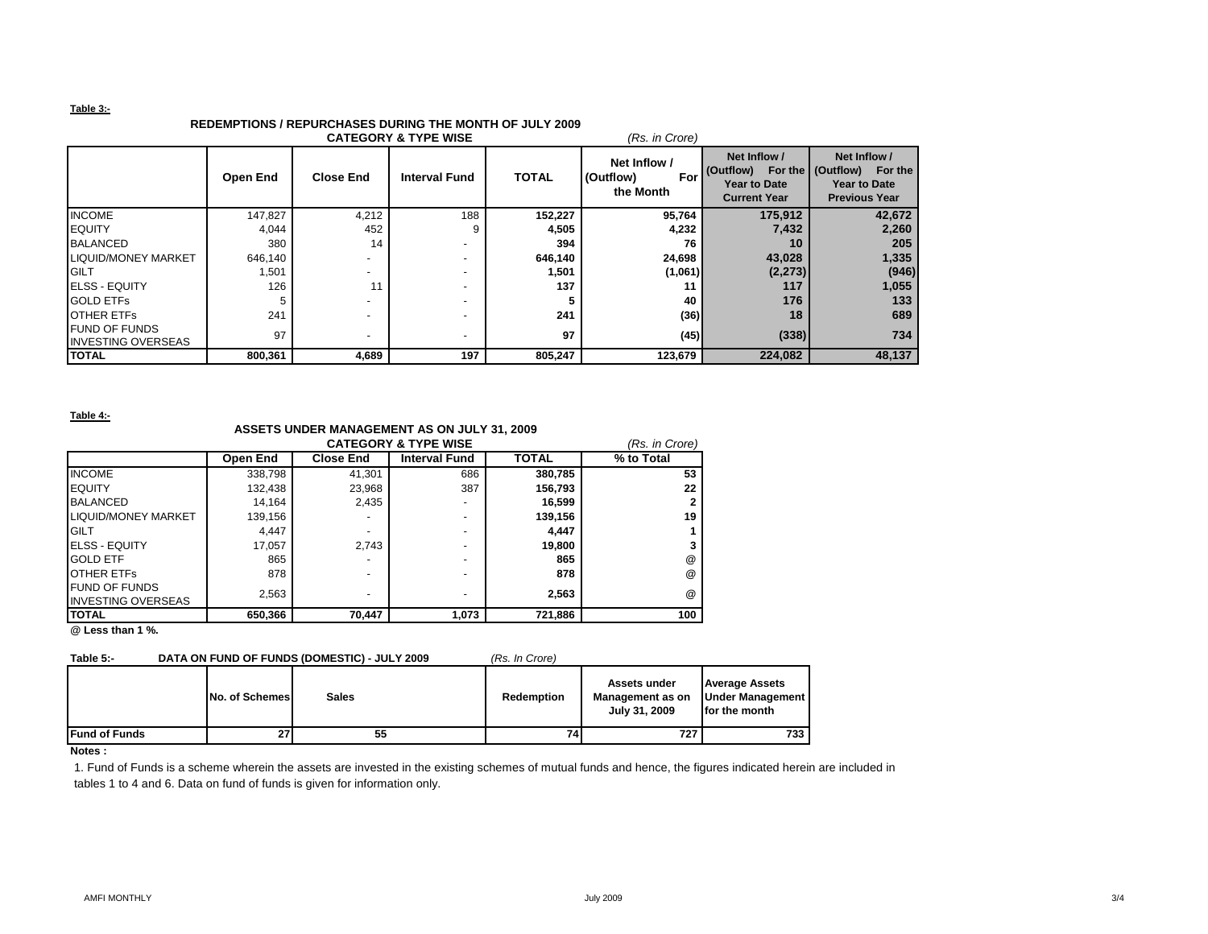**Table 3:-**

**REDEMPTIONS / REPURCHASES DURING THE MONTH OF JULY 2009**

**CATEGORY & TYPE WISE**

*(Rs. in Crore)*

| | Open End | Close End | Interval Fund | TOTAL | Net Inflow / (Outflow) For the Month | Net Inflow / (Outflow) For the Year to Date Current Year | Net Inflow / (Outflow) For the Year to Date Previous Year |
|---|---|---|---|---|---|---|---|
| INCOME | 147,827 | 4,212 | 188 | 152,227 | 95,764 | 175,912 | 42,672 |
| EQUITY | 4,044 | 452 | 9 | 4,505 | 4,232 | 7,432 | 2,260 |
| BALANCED | 380 | 14 | - | 394 | 76 | 10 | 205 |
| LIQUID/MONEY MARKET | 646,140 | - | - | 646,140 | 24,698 | 43,028 | 1,335 |
| GILT | 1,501 | - | - | 1,501 | (1,061) | (2,273) | (946) |
| ELSS - EQUITY | 126 | 11 | - | 137 | 11 | 117 | 1,055 |
| GOLD ETFs | 5 | - | - | 5 | 40 | 176 | 133 |
| OTHER ETFs | 241 | - | - | 241 | (36) | 18 | 689 |
| FUND OF FUNDS INVESTING OVERSEAS | 97 | - | - | 97 | (45) | (338) | 734 |
| **TOTAL** | **800,361** | **4,689** | **197** | **805,247** | **123,679** | **224,082** | **48,137** |

**Table 4:-**

**ASSETS UNDER MANAGEMENT AS ON JULY 31, 2009**

**CATEGORY & TYPE WISE**

*(Rs. in Crore)*

| | Open End | Close End | Interval Fund | TOTAL | % to Total |
|---|---|---|---|---|---|
| INCOME | 338,798 | 41,301 | 686 | 380,785 | 53 |
| EQUITY | 132,438 | 23,968 | 387 | 156,793 | 22 |
| BALANCED | 14,164 | 2,435 | - | 16,599 | 2 |
| LIQUID/MONEY MARKET | 139,156 | - | - | 139,156 | 19 |
| GILT | 4,447 | - | - | 4,447 | 1 |
| ELSS - EQUITY | 17,057 | 2,743 | - | 19,800 | 3 |
| GOLD ETF | 865 | - | - | 865 | @ |
| OTHER ETFs | 878 | - | - | 878 | @ |
| FUND OF FUNDS INVESTING OVERSEAS | 2,563 | - | - | 2,563 | @ |
| **TOTAL** | **650,366** | **70,447** | **1,073** | **721,886** | **100** |

**@ Less than 1 %.**

**Table 5:- DATA ON FUND OF FUNDS (DOMESTIC) - JULY 2009** *(Rs. In Crore)*

| | No. of Schemes | Sales | Redemption | Assets under Management as on July 31, 2009 | Average Assets Under Management for the month |
|---|---|---|---|---|---|
| **Fund of Funds** | 27 | 55 | 74 | 727 | 733 |

**Notes :**

1. Fund of Funds is a scheme wherein the assets are invested in the existing schemes of mutual funds and hence, the figures indicated herein are included in tables 1 to 4 and 6. Data on fund of funds is given for information only.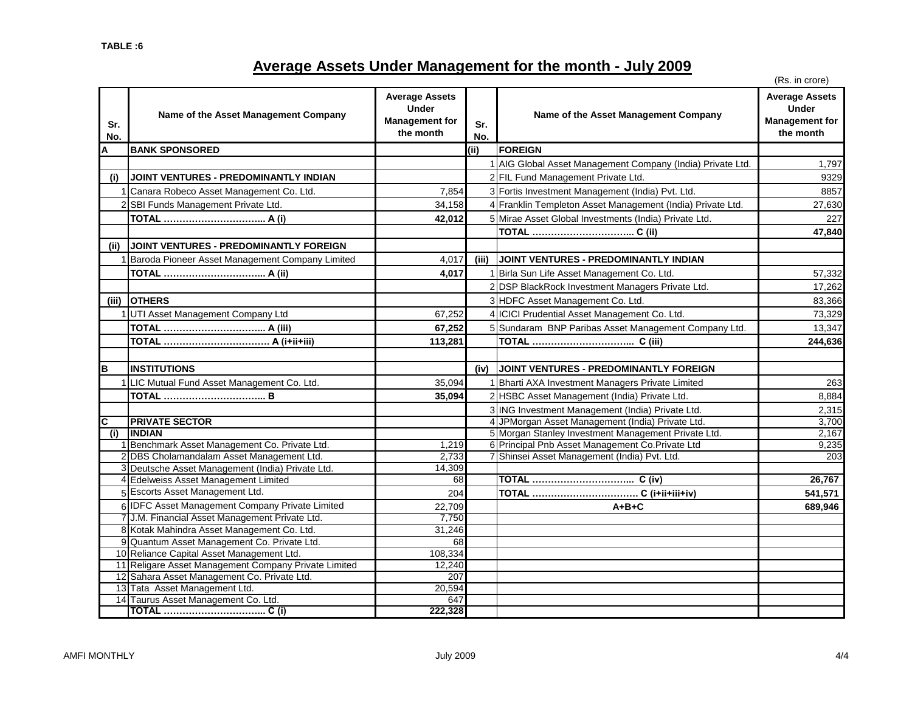TABLE :6

## Average Assets Under Management for the month - July 2009

(Rs. in crore)

| Sr. No. | Name of the Asset Management Company | Average Assets Under Management for the month | Sr. No. | Name of the Asset Management Company | Average Assets Under Management for the month |
|---|---|---|---|---|---|
| A | **BANK SPONSORED** | | (ii) | **FOREIGN** | |
| | | | 1 | AIG Global Asset Management Company (India) Private Ltd. | 1,797 |
| (i) | **JOINT VENTURES - PREDOMINANTLY INDIAN** | | 2 | FIL Fund Management Private Ltd. | 9329 |
| 1 | Canara Robeco Asset Management Co. Ltd. | 7,854 | 3 | Fortis Investment Management (India) Pvt. Ltd. | 8857 |
| 2 | SBI Funds Management Private Ltd. | 34,158 | 4 | Franklin Templeton Asset Management (India) Private Ltd. | 27,630 |
| | **TOTAL ………………………….. A (i)** | **42,012** | 5 | Mirae Asset Global Investments (India) Private Ltd. | 227 |
| | | | | **TOTAL ………………………….. C (ii)** | **47,840** |
| (ii) | **JOINT VENTURES - PREDOMINANTLY FOREIGN** | | | | |
| 1 | Baroda Pioneer Asset Management Company Limited | 4,017 | (iii) | **JOINT VENTURES - PREDOMINANTLY INDIAN** | |
| | **TOTAL ………………………….. A (ii)** | **4,017** | 1 | Birla Sun Life Asset Management Co. Ltd. | 57,332 |
| | | | 2 | DSP BlackRock Investment Managers Private Ltd. | 17,262 |
| (iii) | **OTHERS** | | 3 | HDFC Asset Management Co. Ltd. | 83,366 |
| 1 | UTI Asset Management Company Ltd | 67,252 | 4 | ICICI Prudential Asset Management Co. Ltd. | 73,329 |
| | **TOTAL ………………………….. A (iii)** | **67,252** | 5 | Sundaram BNP Paribas Asset Management Company Ltd. | 13,347 |
| | **TOTAL …………………………… A (i+ii+iii)** | **113,281** | | **TOTAL ………………………….. C (iii)** | **244,636** |
| | | | | | |
| B | **INSTITUTIONS** | | (iv) | **JOINT VENTURES - PREDOMINANTLY FOREIGN** | |
| 1 | LIC Mutual Fund Asset Management Co. Ltd. | 35,094 | 1 | Bharti AXA Investment Managers Private Limited | 263 |
| | **TOTAL ………………………….. B** | **35,094** | 2 | HSBC Asset Management (India) Private Ltd. | 8,884 |
| | | | 3 | ING Investment Management (India) Private Ltd. | 2,315 |
| C | **PRIVATE SECTOR** | | 4 | JPMorgan Asset Management (India) Private Ltd. | 3,700 |
| (i) | **INDIAN** | | 5 | Morgan Stanley Investment Management Private Ltd. | 2,167 |
| 1 | Benchmark Asset Management Co. Private Ltd. | 1,219 | 6 | Principal Pnb Asset Management Co.Private Ltd | 9,235 |
| 2 | DBS Cholamandalam Asset Management Ltd. | 2,733 | 7 | Shinsei Asset Management (India) Pvt. Ltd. | 203 |
| 3 | Deutsche Asset Management (India) Private Ltd. | 14,309 | | | |
| 4 | Edelweiss Asset Management Limited | 68 | | **TOTAL ………………………….. C (iv)** | **26,767** |
| 5 | Escorts Asset Management Ltd. | 204 | | **TOTAL …………………………… C (i+ii+iii+iv)** | **541,571** |
| 6 | IDFC Asset Management Company Private Limited | 22,709 | | **A+B+C** | **689,946** |
| 7 | J.M. Financial Asset Management Private Ltd. | 7,750 | | | |
| 8 | Kotak Mahindra Asset Management Co. Ltd. | 31,246 | | | |
| 9 | Quantum Asset Management Co. Private Ltd. | 68 | | | |
| 10 | Reliance Capital Asset Management Ltd. | 108,334 | | | |
| 11 | Religare Asset Management Company Private Limited | 12,240 | | | |
| 12 | Sahara Asset Management Co. Private Ltd. | 207 | | | |
| 13 | Tata Asset Management Ltd. | 20,594 | | | |
| 14 | Taurus Asset Management Co. Ltd. | 647 | | | |
| | **TOTAL ………………………….. C (i)** | **222,328** | | | |